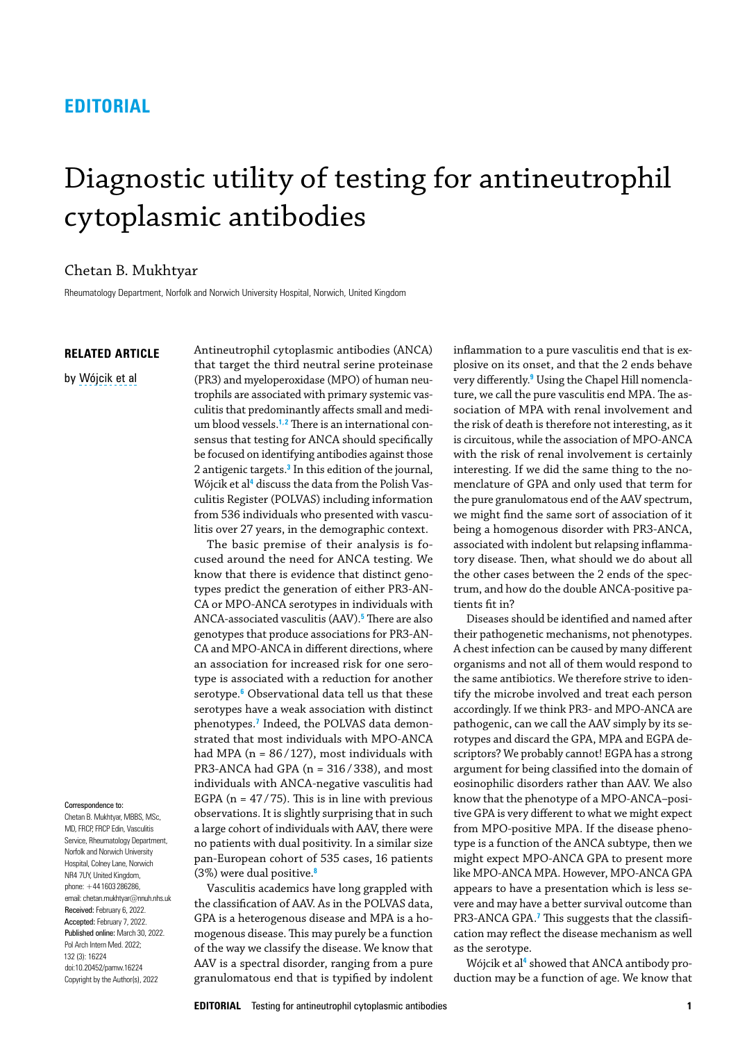**EDITORIAL**

# Diagnostic utility of testing for antineutrophil cytoplasmic antibodies

Chetan B. Mukhtyar

Rheumatology Department, Norfolk and Norwich University Hospital, Norwich, United Kingdom

**RELATED ARTICLE**

by Wójcik et al

Correspondence to:
Chetan B. Mukhtyar, MBBS, MSc, MD, FRCP, FRCP Edin, Vasculitis Service, Rheumatology Department, Norfolk and Norwich University Hospital, Colney Lane, Norwich NR4 7UY, United Kingdom, phone: +44 1603 286286, email: chetan.mukhtyar@nnuh.nhs.uk
Received: February 6, 2022.
Accepted: February 7, 2022.
Published online: March 30, 2022.
Pol Arch Intern Med. 2022; 132 (3): 16224
doi:10.20452/pamw.16224
Copyright by the Author(s), 2022

Antineutrophil cytoplasmic antibodies (ANCA) that target the third neutral serine proteinase (PR3) and myeloperoxidase (MPO) of human neutrophils are associated with primary systemic vasculitis that predominantly affects small and medium blood vessels.[1,2] There is an international consensus that testing for ANCA should specifically be focused on identifying antibodies against those 2 antigenic targets.[3] In this edition of the journal, Wójcik et al[4] discuss the data from the Polish Vasculitis Register (POLVAS) including information from 536 individuals who presented with vasculitis over 27 years, in the demographic context.

The basic premise of their analysis is focused around the need for ANCA testing. We know that there is evidence that distinct genotypes predict the generation of either PR3-ANCA or MPO-ANCA serotypes in individuals with ANCA-associated vasculitis (AAV).[5] There are also genotypes that produce associations for PR3-ANCA and MPO-ANCA in different directions, where an association for increased risk for one serotype is associated with a reduction for another serotype.[6] Observational data tell us that these serotypes have a weak association with distinct phenotypes.[7] Indeed, the POLVAS data demonstrated that most individuals with MPO-ANCA had MPA (n = 86/127), most individuals with PR3-ANCA had GPA (n = 316/338), and most individuals with ANCA-negative vasculitis had EGPA (n = 47/75). This is in line with previous observations. It is slightly surprising that in such a large cohort of individuals with AAV, there were no patients with dual positivity. In a similar size pan-European cohort of 535 cases, 16 patients (3%) were dual positive.[8]

Vasculitis academics have long grappled with the classification of AAV. As in the POLVAS data, GPA is a heterogenous disease and MPA is a homogenous disease. This may purely be a function of the way we classify the disease. We know that AAV is a spectral disorder, ranging from a pure granulomatous end that is typified by indolent inflammation to a pure vasculitis end that is explosive on its onset, and that the 2 ends behave very differently.[9] Using the Chapel Hill nomenclature, we call the pure vasculitis end MPA. The association of MPA with renal involvement and the risk of death is therefore not interesting, as it is circuitous, while the association of MPO-ANCA with the risk of renal involvement is certainly interesting. If we did the same thing to the nomenclature of GPA and only used that term for the pure granulomatous end of the AAV spectrum, we might find the same sort of association of it being a homogenous disorder with PR3-ANCA, associated with indolent but relapsing inflammatory disease. Then, what should we do about all the other cases between the 2 ends of the spectrum, and how do the double ANCA-positive patients fit in?

Diseases should be identified and named after their pathogenetic mechanisms, not phenotypes. A chest infection can be caused by many different organisms and not all of them would respond to the same antibiotics. We therefore strive to identify the microbe involved and treat each person accordingly. If we think PR3- and MPO-ANCA are pathogenic, can we call the AAV simply by its serotypes and discard the GPA, MPA and EGPA descriptors? We probably cannot! EGPA has a strong argument for being classified into the domain of eosinophilic disorders rather than AAV. We also know that the phenotype of a MPO-ANCA–positive GPA is very different to what we might expect from MPO-positive MPA. If the disease phenotype is a function of the ANCA subtype, then we might expect MPO-ANCA GPA to present more like MPO-ANCA MPA. However, MPO-ANCA GPA appears to have a presentation which is less severe and may have a better survival outcome than PR3-ANCA GPA.[7] This suggests that the classification may reflect the disease mechanism as well as the serotype.

Wójcik et al[4] showed that ANCA antibody production may be a function of age. We know that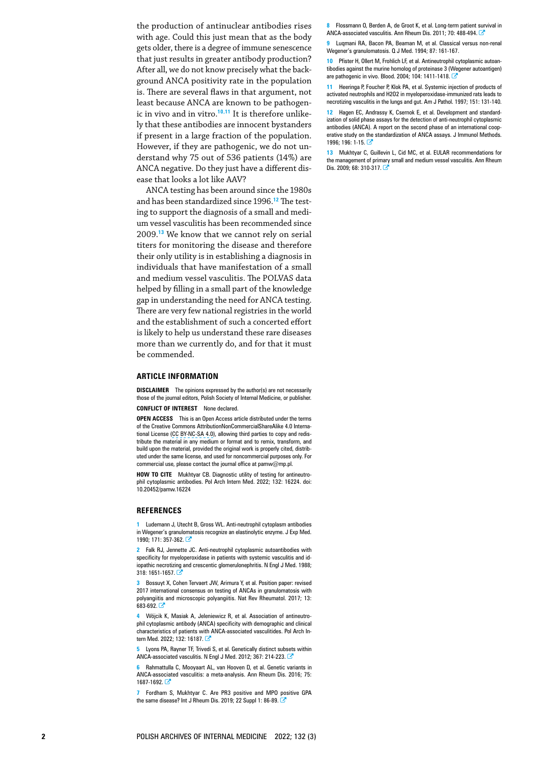the production of antinuclear antibodies rises with age. Could this just mean that as the body gets older, there is a degree of immune senescence that just results in greater antibody production? After all, we do not know precisely what the background ANCA positivity rate in the population is. There are several flaws in that argument, not least because ANCA are known to be pathogenic in vivo and in vitro.[10,11] It is therefore unlikely that these antibodies are innocent bystanders if present in a large fraction of the population. However, if they are pathogenic, we do not understand why 75 out of 536 patients (14%) are ANCA negative. Do they just have a different disease that looks a lot like AAV?

ANCA testing has been around since the 1980s and has been standardized since 1996.[12] The testing to support the diagnosis of a small and medium vessel vasculitis has been recommended since 2009.[13] We know that we cannot rely on serial titers for monitoring the disease and therefore their only utility is in establishing a diagnosis in individuals that have manifestation of a small and medium vessel vasculitis. The POLVAS data helped by filling in a small part of the knowledge gap in understanding the need for ANCA testing. There are very few national registries in the world and the establishment of such a concerted effort is likely to help us understand these rare diseases more than we currently do, and for that it must be commended.

## ARTICLE INFORMATION

**DISCLAIMER** The opinions expressed by the author(s) are not necessarily those of the journal editors, Polish Society of Internal Medicine, or publisher.

**CONFLICT OF INTEREST** None declared.

**OPEN ACCESS** This is an Open Access article distributed under the terms of the Creative Commons AttributionNonCommercialShareAlike 4.0 International License (CC BY-NC-SA 4.0), allowing third parties to copy and redistribute the material in any medium or format and to remix, transform, and build upon the material, provided the original work is properly cited, distributed under the same license, and used for noncommercial purposes only. For commercial use, please contact the journal office at pamw@mp.pl.

**HOW TO CITE** Mukhtyar CB. Diagnostic utility of testing for antineutrophil cytoplasmic antibodies. Pol Arch Intern Med. 2022; 132: 16224. doi:10.20452/pamw.16224

## REFERENCES

1 Ludemann J, Utecht B, Gross WL. Anti-neutrophil cytoplasm antibodies in Wegener's granulomatosis recognize an elastinolytic enzyme. J Exp Med. 1990; 171: 357-362.

2 Falk RJ, Jennette JC. Anti-neutrophil cytoplasmic autoantibodies with specificity for myeloperoxidase in patients with systemic vasculitis and idiopathic necrotizing and crescentic glomerulonephritis. N Engl J Med. 1988; 318: 1651-1657.

3 Bossuyt X, Cohen Tervaert JW, Arimura Y, et al. Position paper: revised 2017 international consensus on testing of ANCAs in granulomatosis with polyangiitis and microscopic polyangiitis. Nat Rev Rheumatol. 2017; 13: 683-692.

4 Wójcik K, Masiak A, Jeleniewicz R, et al. Association of antineutrophil cytoplasmic antibody (ANCA) specificity with demographic and clinical characteristics of patients with ANCA-associated vasculitides. Pol Arch Intern Med. 2022; 132: 16187.

5 Lyons PA, Rayner TF, Trivedi S, et al. Genetically distinct subsets within ANCA-associated vasculitis. N Engl J Med. 2012; 367: 214-223.

6 Rahmattulla C, Mooyaart AL, van Hooven D, et al. Genetic variants in ANCA-associated vasculitis: a meta-analysis. Ann Rheum Dis. 2016; 75: 1687-1692.

7 Fordham S, Mukhtyar C. Are PR3 positive and MPO positive GPA the same disease? Int J Rheum Dis. 2019; 22 Suppl 1: 86-89.

8 Flossmann O, Berden A, de Groot K, et al. Long-term patient survival in ANCA-associated vasculitis. Ann Rheum Dis. 2011; 70: 488-494.

9 Luqmani RA, Bacon PA, Beaman M, et al. Classical versus non-renal Wegener's granulomatosis. Q J Med. 1994; 87: 161-167.

10 Pfister H, Ollert M, Frohlich LF, et al. Antineutrophil cytoplasmic autoantibodies against the murine homolog of proteinase 3 (Wegener autoantigen) are pathogenic in vivo. Blood. 2004; 104: 1411-1418.

11 Heeringa P, Foucher P, Klok PA, et al. Systemic injection of products of activated neutrophils and H2O2 in myeloperoxidase-immunized rats leads to necrotizing vasculitis in the lungs and gut. Am J Pathol. 1997; 151: 131-140.

12 Hagen EC, Andrassy K, Csernok E, et al. Development and standardization of solid phase assays for the detection of anti-neutrophil cytoplasmic antibodies (ANCA). A report on the second phase of an international cooperative study on the standardization of ANCA assays. J Immunol Methods. 1996; 196: 1-15.

13 Mukhtyar C, Guillevin L, Cid MC, et al. EULAR recommendations for the management of primary small and medium vessel vasculitis. Ann Rheum Dis. 2009; 68: 310-317.